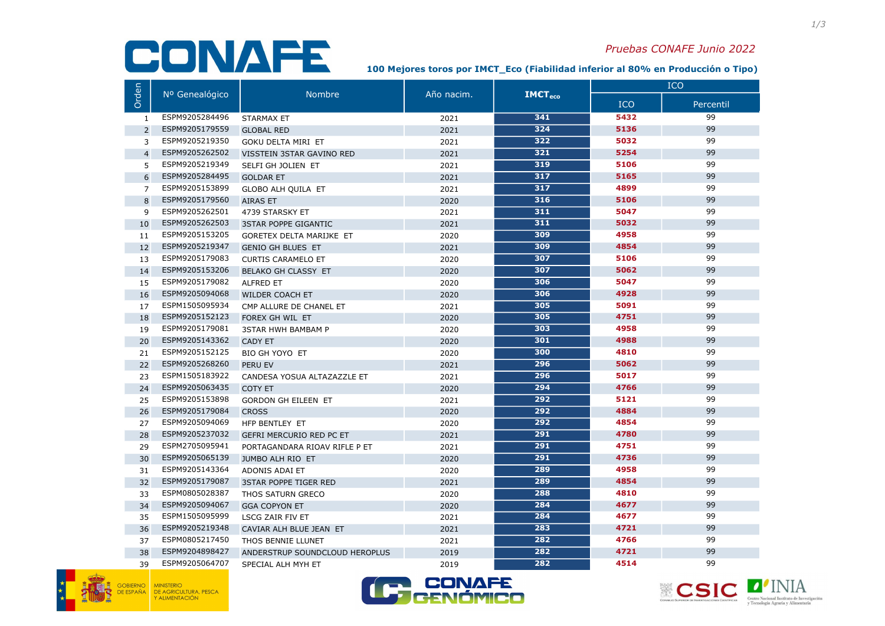# CONAFE

*Pruebas CONAFE Junio 2022*

**100 Mejores toros por IM€T_Eco (Fiabilidad inferior al 80% en Producción o Tipo)**

| Orden | Nº Genealógico | Nombre | Año nacim. | $IM€T_{eco}$ | ICO | |
|---|---|---|---|---|---|---|
| | | | | | ICO | Percentil |
| 1 | ESPM9205284496 | STARMAX ET | 2021 | 341 | 5432 | 99 |
| 2 | ESPM9205179559 | GLOBAL RED | 2021 | 324 | 5136 | 99 |
| 3 | ESPM9205219350 | GOKU DELTA MIRI ET | 2021 | 322 | 5032 | 99 |
| 4 | ESPM9205262502 | VISSTEIN 3STAR GAVINO RED | 2021 | 321 | 5254 | 99 |
| 5 | ESPM9205219349 | SELFI GH JOLIEN ET | 2021 | 319 | 5106 | 99 |
| 6 | ESPM9205284495 | GOLDAR ET | 2021 | 317 | 5165 | 99 |
| 7 | ESPM9205153899 | GLOBO ALH QUILA ET | 2021 | 317 | 4899 | 99 |
| 8 | ESPM9205179560 | AIRAS ET | 2020 | 316 | 5106 | 99 |
| 9 | ESPM9205262501 | 4739 STARSKY ET | 2021 | 311 | 5047 | 99 |
| 10 | ESPM9205262503 | 3STAR POPPE GIGANTIC | 2021 | 311 | 5032 | 99 |
| 11 | ESPM9205153205 | GORETEX DELTA MARIJKE ET | 2020 | 309 | 4958 | 99 |
| 12 | ESPM9205219347 | GENIO GH BLUES ET | 2021 | 309 | 4854 | 99 |
| 13 | ESPM9205179083 | CURTIS CARAMELO ET | 2020 | 307 | 5106 | 99 |
| 14 | ESPM9205153206 | BELAKO GH CLASSY ET | 2020 | 307 | 5062 | 99 |
| 15 | ESPM9205179082 | ALFRED ET | 2020 | 306 | 5047 | 99 |
| 16 | ESPM9205094068 | WILDER COACH ET | 2020 | 306 | 4928 | 99 |
| 17 | ESPM1505095934 | CMP ALLURE DE CHANEL ET | 2021 | 305 | 5091 | 99 |
| 18 | ESPM9205152123 | FOREX GH WIL ET | 2020 | 305 | 4751 | 99 |
| 19 | ESPM9205179081 | 3STAR HWH BAMBAM P | 2020 | 303 | 4958 | 99 |
| 20 | ESPM9205143362 | CADY ET | 2020 | 301 | 4988 | 99 |
| 21 | ESPM9205152125 | BIO GH YOYO ET | 2020 | 300 | 4810 | 99 |
| 22 | ESPM9205268260 | PERU EV | 2021 | 296 | 5062 | 99 |
| 23 | ESPM1505183922 | CANDESA YOSUA ALTAZAZZLE ET | 2021 | 296 | 5017 | 99 |
| 24 | ESPM9205063435 | COTY ET | 2020 | 294 | 4766 | 99 |
| 25 | ESPM9205153898 | GORDON GH EILEEN ET | 2021 | 292 | 5121 | 99 |
| 26 | ESPM9205179084 | CROSS | 2020 | 292 | 4884 | 99 |
| 27 | ESPM9205094069 | HFP BENTLEY ET | 2020 | 292 | 4854 | 99 |
| 28 | ESPM9205237032 | GEFRI MERCURIO RED PC ET | 2021 | 291 | 4780 | 99 |
| 29 | ESPM2705095941 | PORTAGANDARA RIOAV RIFLE P ET | 2021 | 291 | 4751 | 99 |
| 30 | ESPM9205065139 | JUMBO ALH RIO ET | 2020 | 291 | 4736 | 99 |
| 31 | ESPM9205143364 | ADONIS ADAI ET | 2020 | 289 | 4958 | 99 |
| 32 | ESPM9205179087 | 3STAR POPPE TIGER RED | 2021 | 289 | 4854 | 99 |
| 33 | ESPM0805028387 | THOS SATURN GRECO | 2020 | 288 | 4810 | 99 |
| 34 | ESPM9205094067 | GGA COPYON ET | 2020 | 284 | 4677 | 99 |
| 35 | ESPM1505095999 | LSCG ZAIR FIV ET | 2021 | 284 | 4677 | 99 |
| 36 | ESPM9205219348 | CAVIAR ALH BLUE JEAN ET | 2021 | 283 | 4721 | 99 |
| 37 | ESPM0805217450 | THOS BENNIE LLUNET | 2021 | 282 | 4766 | 99 |
| 38 | ESPM9204898427 | ANDERSTRUP SOUNDCLOUD HEROPLUS | 2019 | 282 | 4721 | 99 |
| 39 | ESPM9205064707 | SPECIAL ALH MYH ET | 2019 | 282 | 4514 | 99 |

GOBIERNO DE ESPAÑA | MINISTERIO DE AGRICULTURA, PESCA Y ALIMENTACIÓN

CONAFE GENÓMICO

CSIC — CONSEJO SUPERIOR DE INVESTIGACIONES CIENTÍFICAS | INIA — Centro Nacional Instituto de Investigación y Tecnología Agraria y Alimentaria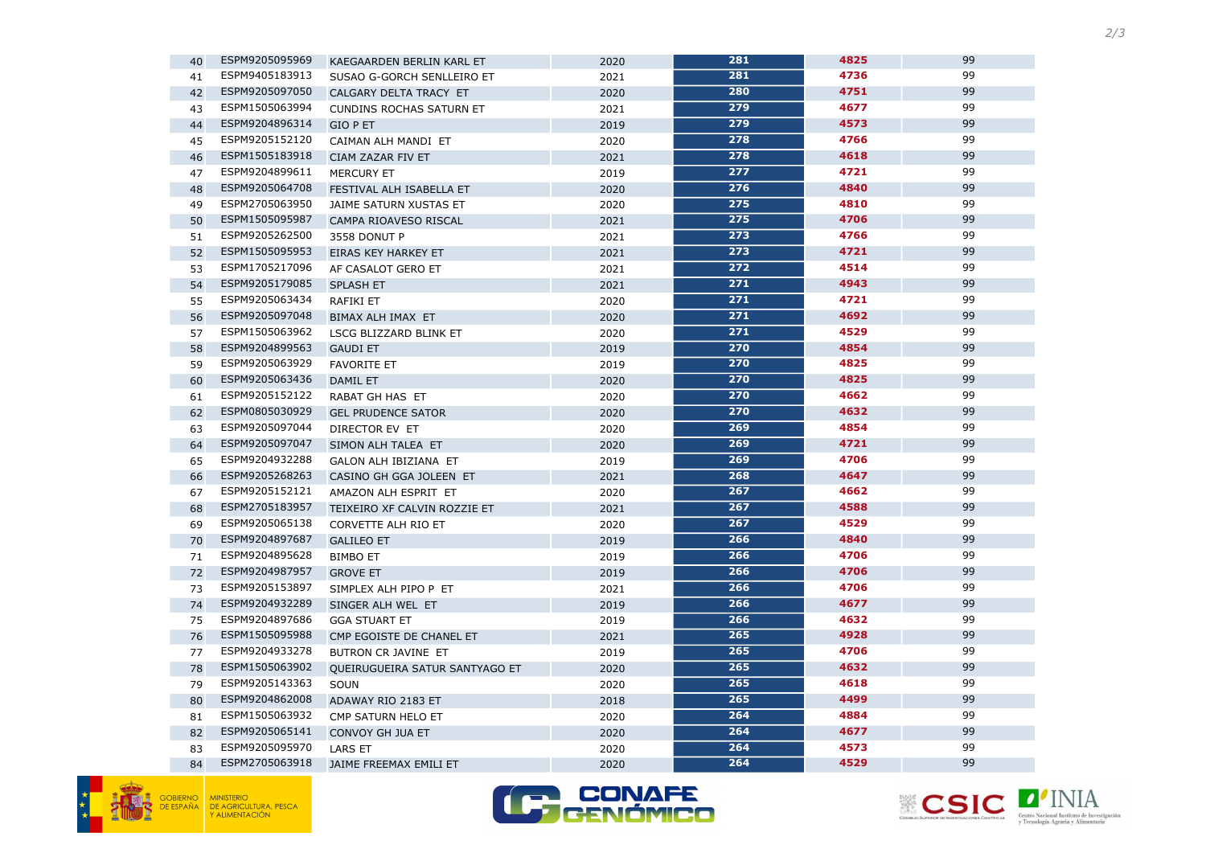| | | | | | | |
|---|---|---|---|---|---|---|
| 40 | ESPM9205095969 | KAEGAARDEN BERLIN KARL ET | 2020 | 281 | 4825 | 99 |
| 41 | ESPM9405183913 | SUSAO G-GORCH SENLLEIRO ET | 2021 | 281 | 4736 | 99 |
| 42 | ESPM9205097050 | CALGARY DELTA TRACY ET | 2020 | 280 | 4751 | 99 |
| 43 | ESPM1505063994 | CUNDINS ROCHAS SATURN ET | 2021 | 279 | 4677 | 99 |
| 44 | ESPM9204896314 | GIO P ET | 2019 | 279 | 4573 | 99 |
| 45 | ESPM9205152120 | CAIMAN ALH MANDI ET | 2020 | 278 | 4766 | 99 |
| 46 | ESPM1505183918 | CIAM ZAZAR FIV ET | 2021 | 278 | 4618 | 99 |
| 47 | ESPM9204899611 | MERCURY ET | 2019 | 277 | 4721 | 99 |
| 48 | ESPM9205064708 | FESTIVAL ALH ISABELLA ET | 2020 | 276 | 4840 | 99 |
| 49 | ESPM2705063950 | JAIME SATURN XUSTAS ET | 2020 | 275 | 4810 | 99 |
| 50 | ESPM1505095987 | CAMPA RIOAVESO RISCAL | 2021 | 275 | 4706 | 99 |
| 51 | ESPM9205262500 | 3558 DONUT P | 2021 | 273 | 4766 | 99 |
| 52 | ESPM1505095953 | EIRAS KEY HARKEY ET | 2021 | 273 | 4721 | 99 |
| 53 | ESPM1705217096 | AF CASALOT GERO ET | 2021 | 272 | 4514 | 99 |
| 54 | ESPM9205179085 | SPLASH ET | 2021 | 271 | 4943 | 99 |
| 55 | ESPM9205063434 | RAFIKI ET | 2020 | 271 | 4721 | 99 |
| 56 | ESPM9205097048 | BIMAX ALH IMAX ET | 2020 | 271 | 4692 | 99 |
| 57 | ESPM1505063962 | LSCG BLIZZARD BLINK ET | 2020 | 271 | 4529 | 99 |
| 58 | ESPM9204899563 | GAUDI ET | 2019 | 270 | 4854 | 99 |
| 59 | ESPM9205063929 | FAVORITE ET | 2019 | 270 | 4825 | 99 |
| 60 | ESPM9205063436 | DAMIL ET | 2020 | 270 | 4825 | 99 |
| 61 | ESPM9205152122 | RABAT GH HAS ET | 2020 | 270 | 4662 | 99 |
| 62 | ESPM0805030929 | GEL PRUDENCE SATOR | 2020 | 270 | 4632 | 99 |
| 63 | ESPM9205097044 | DIRECTOR EV ET | 2020 | 269 | 4854 | 99 |
| 64 | ESPM9205097047 | SIMON ALH TALEA ET | 2020 | 269 | 4721 | 99 |
| 65 | ESPM9204932288 | GALON ALH IBIZIANA ET | 2019 | 269 | 4706 | 99 |
| 66 | ESPM9205268263 | CASINO GH GGA JOLEEN ET | 2021 | 268 | 4647 | 99 |
| 67 | ESPM9205152121 | AMAZON ALH ESPRIT ET | 2020 | 267 | 4662 | 99 |
| 68 | ESPM2705183957 | TEIXEIRO XF CALVIN ROZZIE ET | 2021 | 267 | 4588 | 99 |
| 69 | ESPM9205065138 | CORVETTE ALH RIO ET | 2020 | 267 | 4529 | 99 |
| 70 | ESPM9204897687 | GALILEO ET | 2019 | 266 | 4840 | 99 |
| 71 | ESPM9204895628 | BIMBO ET | 2019 | 266 | 4706 | 99 |
| 72 | ESPM9204987957 | GROVE ET | 2019 | 266 | 4706 | 99 |
| 73 | ESPM9205153897 | SIMPLEX ALH PIPO P ET | 2021 | 266 | 4706 | 99 |
| 74 | ESPM9204932289 | SINGER ALH WEL ET | 2019 | 266 | 4677 | 99 |
| 75 | ESPM9204897686 | GGA STUART ET | 2019 | 266 | 4632 | 99 |
| 76 | ESPM1505095988 | CMP EGOISTE DE CHANEL ET | 2021 | 265 | 4928 | 99 |
| 77 | ESPM9204933278 | BUTRON CR JAVINE ET | 2019 | 265 | 4706 | 99 |
| 78 | ESPM1505063902 | QUEIRUGUEIRA SATUR SANTYAGO ET | 2020 | 265 | 4632 | 99 |
| 79 | ESPM9205143363 | SOUN | 2020 | 265 | 4618 | 99 |
| 80 | ESPM9204862008 | ADAWAY RIO 2183 ET | 2018 | 265 | 4499 | 99 |
| 81 | ESPM1505063932 | CMP SATURN HELO ET | 2020 | 264 | 4884 | 99 |
| 82 | ESPM9205065141 | CONVOY GH JUA ET | 2020 | 264 | 4677 | 99 |
| 83 | ESPM9205095970 | LARS ET | 2020 | 264 | 4573 | 99 |
| 84 | ESPM2705063918 | JAIME FREEMAX EMILI ET | 2020 | 264 | 4529 | 99 |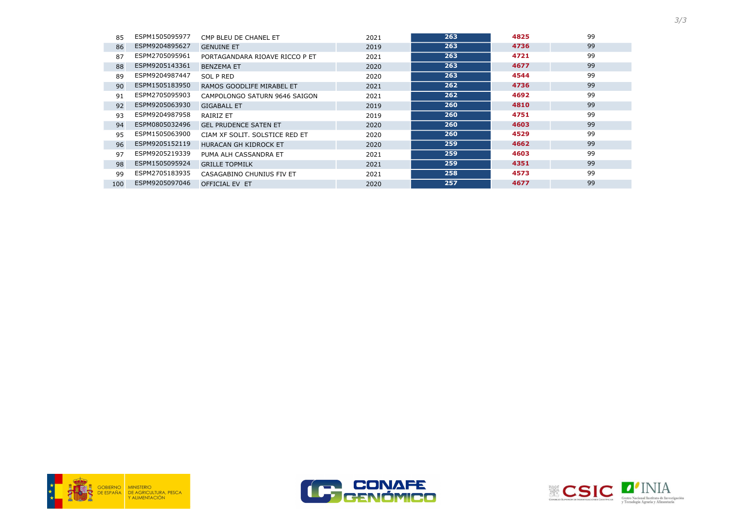| | | | | | | |
|---|---|---|---|---|---|---|
| 85 | ESPM1505095977 | CMP BLEU DE CHANEL ET | 2021 | 263 | 4825 | 99 |
| 86 | ESPM9204895627 | GENUINE ET | 2019 | 263 | 4736 | 99 |
| 87 | ESPM2705095961 | PORTAGANDARA RIOAVE RICCO P ET | 2021 | 263 | 4721 | 99 |
| 88 | ESPM9205143361 | BENZEMA ET | 2020 | 263 | 4677 | 99 |
| 89 | ESPM9204987447 | SOL P RED | 2020 | 263 | 4544 | 99 |
| 90 | ESPM1505183950 | RAMOS GOODLIFE MIRABEL ET | 2021 | 262 | 4736 | 99 |
| 91 | ESPM2705095903 | CAMPOLONGO SATURN 9646 SAIGON | 2021 | 262 | 4692 | 99 |
| 92 | ESPM9205063930 | GIGABALL ET | 2019 | 260 | 4810 | 99 |
| 93 | ESPM9204987958 | RAIRIZ ET | 2019 | 260 | 4751 | 99 |
| 94 | ESPM0805032496 | GEL PRUDENCE SATEN ET | 2020 | 260 | 4603 | 99 |
| 95 | ESPM1505063900 | CIAM XF SOLIT. SOLSTICE RED ET | 2020 | 260 | 4529 | 99 |
| 96 | ESPM9205152119 | HURACAN GH KIDROCK ET | 2020 | 259 | 4662 | 99 |
| 97 | ESPM9205219339 | PUMA ALH CASSANDRA ET | 2021 | 259 | 4603 | 99 |
| 98 | ESPM1505095924 | GRILLE TOPMILK | 2021 | 259 | 4351 | 99 |
| 99 | ESPM2705183935 | CASAGABINO CHUNIUS FIV ET | 2021 | 258 | 4573 | 99 |
| 100 | ESPM9205097046 | OFFICIAL EV ET | 2020 | 257 | 4677 | 99 |

GOBIERNO DE ESPAÑA | MINISTERIO DE AGRICULTURA, PESCA Y ALIMENTACIÓN

CONAFE GENÓMICO

CSIC — Consejo Superior de Investigaciones Científicas

INIA — Centro Nacional Instituto de Investigación y Tecnología Agraria y Alimentaria